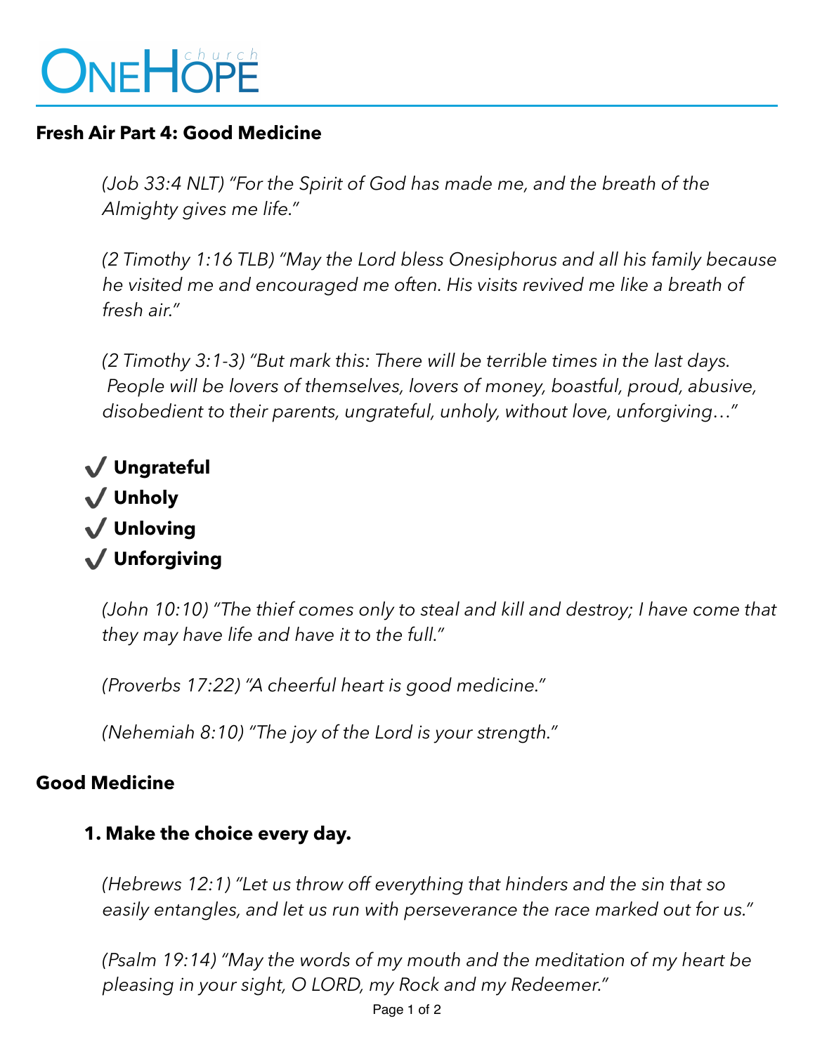# OneHope church

## Fresh Air Part 4: Good Medicine

*(Job 33:4 NLT) "For the Spirit of God has made me, and the breath of the Almighty gives me life."*

*(2 Timothy 1:16 TLB) "May the Lord bless Onesiphorus and all his family because he visited me and encouraged me often. His visits revived me like a breath of fresh air."*

*(2 Timothy 3:1-3) "But mark this: There will be terrible times in the last days. People will be lovers of themselves, lovers of money, boastful, proud, abusive, disobedient to their parents, ungrateful, unholy, without love, unforgiving…"*

- ✔ **Ungrateful**
- ✔ **Unholy**
- ✔ **Unloving**
- ✔ **Unforgiving**

*(John 10:10) "The thief comes only to steal and kill and destroy; I have come that they may have life and have it to the full."*

*(Proverbs 17:22) "A cheerful heart is good medicine."*

*(Nehemiah 8:10) "The joy of the Lord is your strength."*

## Good Medicine

### 1. Make the choice every day.

*(Hebrews 12:1) "Let us throw off everything that hinders and the sin that so easily entangles, and let us run with perseverance the race marked out for us."*

*(Psalm 19:14) "May the words of my mouth and the meditation of my heart be pleasing in your sight, O LORD, my Rock and my Redeemer."*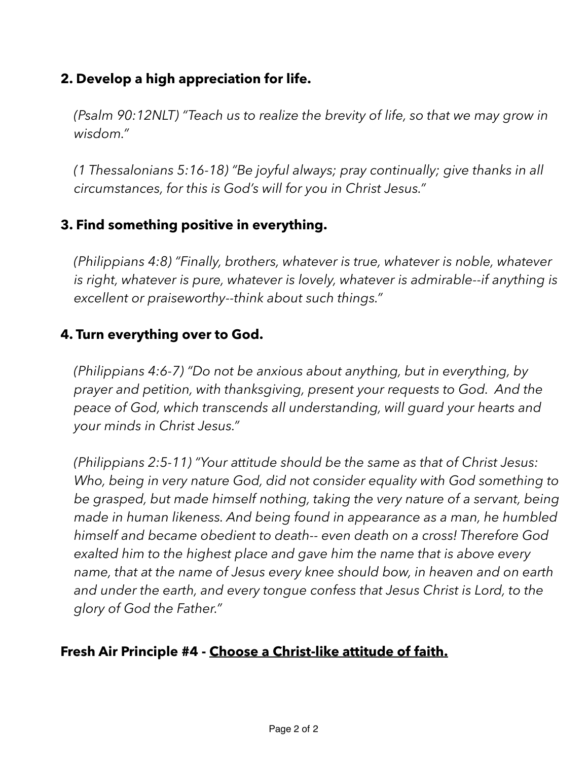**2. Develop a high appreciation for life.**

*(Psalm 90:12NLT) "Teach us to realize the brevity of life, so that we may grow in wisdom."*

*(1 Thessalonians 5:16-18) "Be joyful always; pray continually; give thanks in all circumstances, for this is God's will for you in Christ Jesus."*

**3. Find something positive in everything.**

*(Philippians 4:8) "Finally, brothers, whatever is true, whatever is noble, whatever is right, whatever is pure, whatever is lovely, whatever is admirable--if anything is excellent or praiseworthy--think about such things."*

**4. Turn everything over to God.**

*(Philippians 4:6-7) "Do not be anxious about anything, but in everything, by prayer and petition, with thanksgiving, present your requests to God. And the peace of God, which transcends all understanding, will guard your hearts and your minds in Christ Jesus."*

*(Philippians 2:5-11) "Your attitude should be the same as that of Christ Jesus: Who, being in very nature God, did not consider equality with God something to be grasped, but made himself nothing, taking the very nature of a servant, being made in human likeness. And being found in appearance as a man, he humbled himself and became obedient to death-- even death on a cross! Therefore God exalted him to the highest place and gave him the name that is above every name, that at the name of Jesus every knee should bow, in heaven and on earth and under the earth, and every tongue confess that Jesus Christ is Lord, to the glory of God the Father."*

**Fresh Air Principle #4 - <u>Choose a Christ-like attitude of faith.</u>**